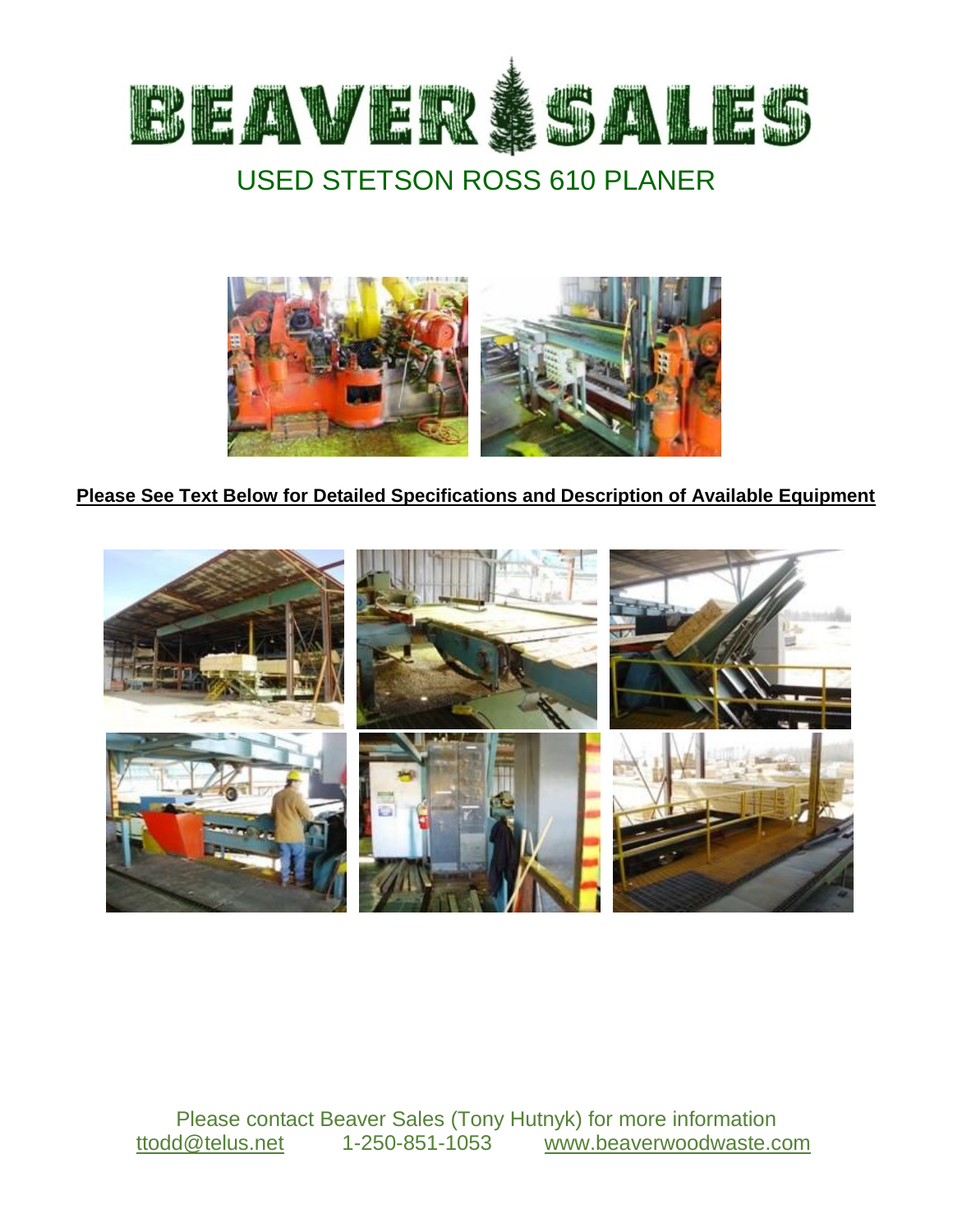# BEAVER SALES

## USED STETSON ROSS 610 PLANER

**Please See Text Below for Detailed Specifications and Description of Available Equipment**

Please contact Beaver Sales (Tony Hutnyk) for more information
ttodd@telus.net 1-250-851-1053 www.beaverwoodwaste.com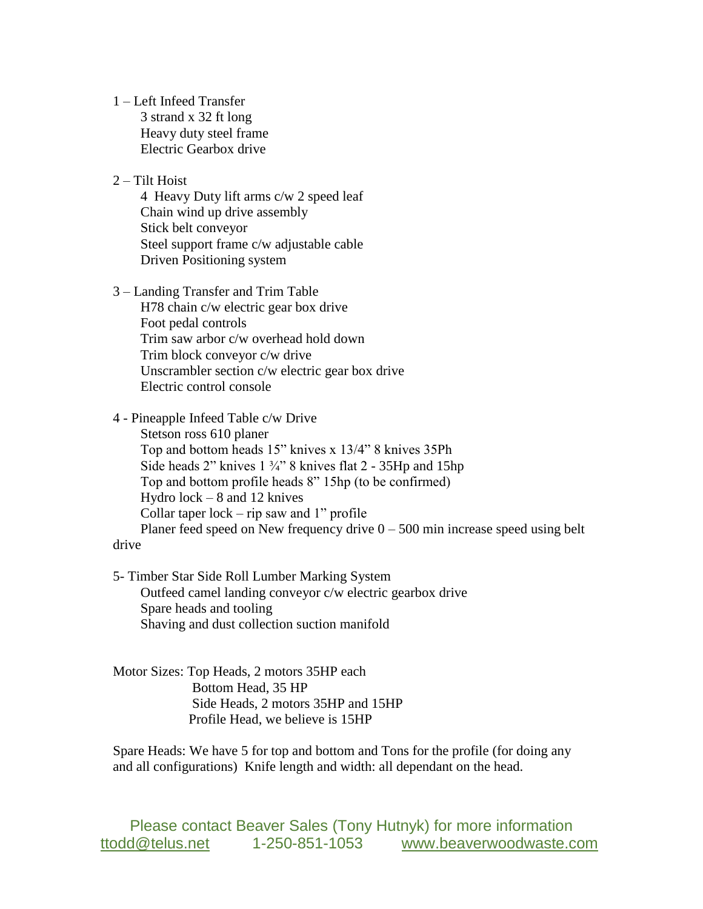1 – Left Infeed Transfer
- 3 strand x 32 ft long
- Heavy duty steel frame
- Electric Gearbox drive

2 – Tilt Hoist
- 4 Heavy Duty lift arms c/w 2 speed leaf
- Chain wind up drive assembly
- Stick belt conveyor
- Steel support frame c/w adjustable cable
- Driven Positioning system

3 – Landing Transfer and Trim Table
- H78 chain c/w electric gear box drive
- Foot pedal controls
- Trim saw arbor c/w overhead hold down
- Trim block conveyor c/w drive
- Unscrambler section c/w electric gear box drive
- Electric control console

4 - Pineapple Infeed Table c/w Drive
- Stetson ross 610 planer
- Top and bottom heads 15" knives x 13/4" 8 knives 35Ph
- Side heads 2" knives 1 ¾" 8 knives flat 2 - 35Hp and 15hp
- Top and bottom profile heads 8" 15hp (to be confirmed)
- Hydro lock – 8 and 12 knives
- Collar taper lock – rip saw and 1" profile
- Planer feed speed on New frequency drive 0 – 500 min increase speed using belt drive

5- Timber Star Side Roll Lumber Marking System
- Outfeed camel landing conveyor c/w electric gearbox drive
- Spare heads and tooling
- Shaving and dust collection suction manifold

Motor Sizes: Top Heads, 2 motors 35HP each
Bottom Head, 35 HP
Side Heads, 2 motors 35HP and 15HP
Profile Head, we believe is 15HP

Spare Heads: We have 5 for top and bottom and Tons for the profile (for doing any and all configurations) Knife length and width: all dependant on the head.

Please contact Beaver Sales (Tony Hutnyk) for more information
ttodd@telus.net 1-250-851-1053 www.beaverwoodwaste.com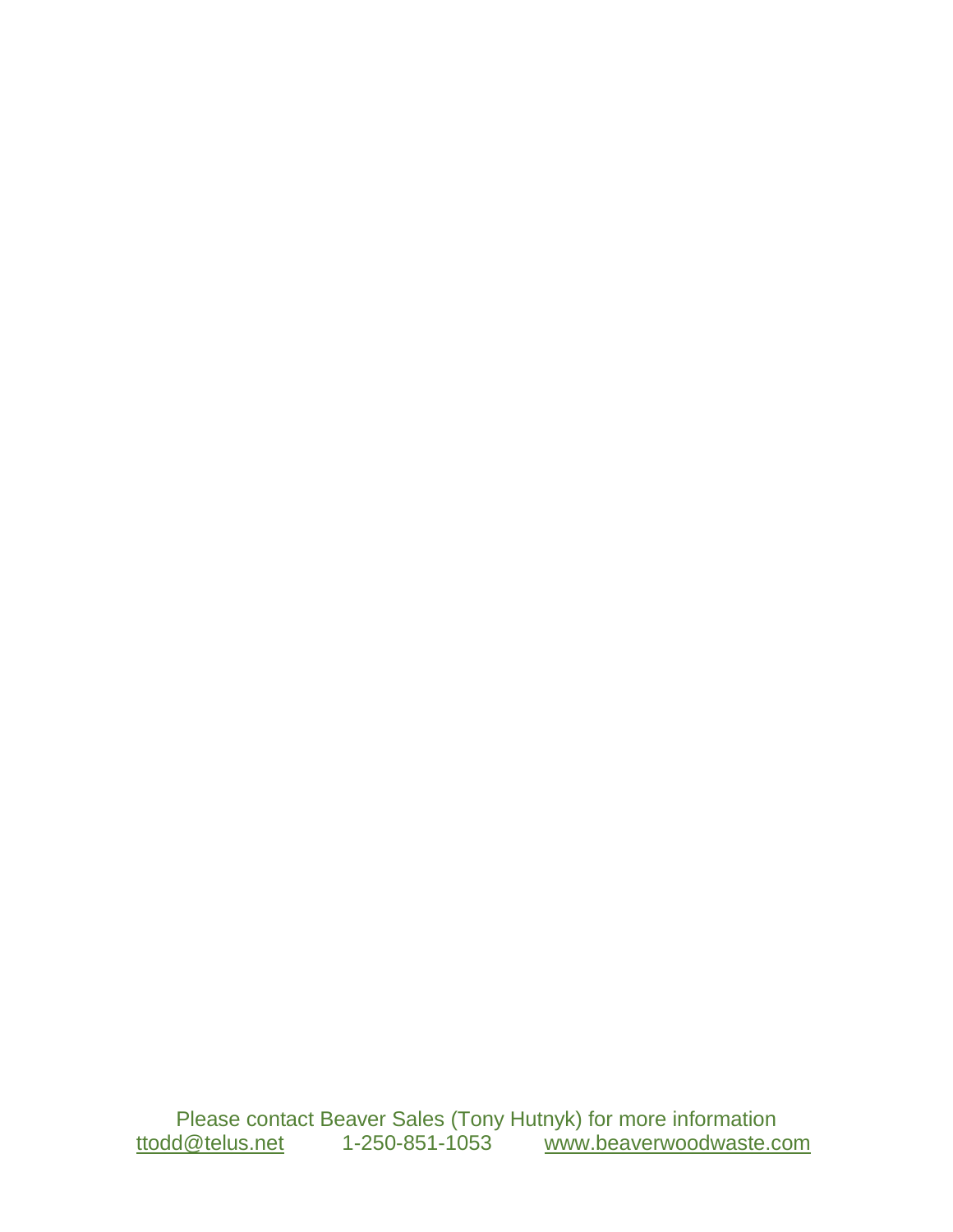Please contact Beaver Sales (Tony Hutnyk) for more information

ttodd@telus.net 1-250-851-1053 www.beaverwoodwaste.com